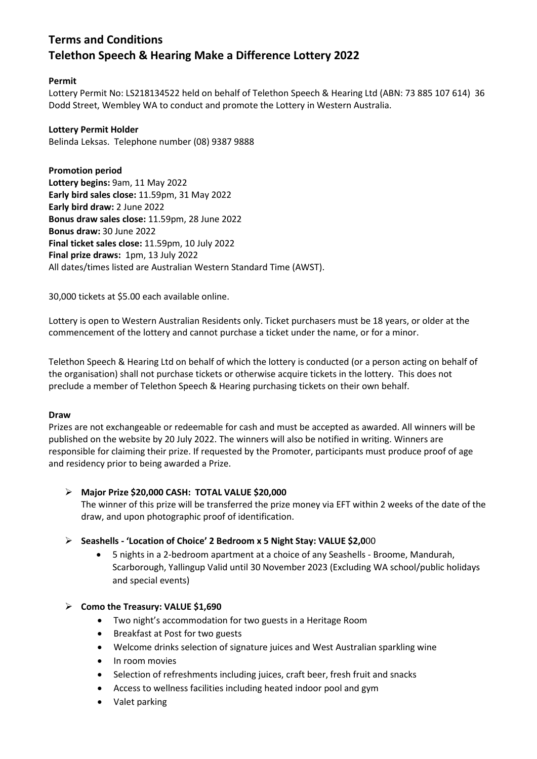# Terms and Conditions
# Telethon Speech & Hearing Make a Difference Lottery 2022

**Permit**

Lottery Permit No: LS218134522 held on behalf of Telethon Speech & Hearing Ltd (ABN: 73 885 107 614) 36 Dodd Street, Wembley WA to conduct and promote the Lottery in Western Australia.

**Lottery Permit Holder**

Belinda Leksas. Telephone number (08) 9387 9888

**Promotion period**

**Lottery begins:** 9am, 11 May 2022
**Early bird sales close:** 11.59pm, 31 May 2022
**Early bird draw:** 2 June 2022
**Bonus draw sales close:** 11.59pm, 28 June 2022
**Bonus draw:** 30 June 2022
**Final ticket sales close:** 11.59pm, 10 July 2022
**Final prize draws:** 1pm, 13 July 2022
All dates/times listed are Australian Western Standard Time (AWST).

30,000 tickets at $5.00 each available online.

Lottery is open to Western Australian Residents only. Ticket purchasers must be 18 years, or older at the commencement of the lottery and cannot purchase a ticket under the name, or for a minor.

Telethon Speech & Hearing Ltd on behalf of which the lottery is conducted (or a person acting on behalf of the organisation) shall not purchase tickets or otherwise acquire tickets in the lottery. This does not preclude a member of Telethon Speech & Hearing purchasing tickets on their own behalf.

**Draw**

Prizes are not exchangeable or redeemable for cash and must be accepted as awarded. All winners will be published on the website by 20 July 2022. The winners will also be notified in writing. Winners are responsible for claiming their prize. If requested by the Promoter, participants must produce proof of age and residency prior to being awarded a Prize.

- **Major Prize $20,000 CASH: TOTAL VALUE $20,000**
  The winner of this prize will be transferred the prize money via EFT within 2 weeks of the date of the draw, and upon photographic proof of identification.

- **Seashells - 'Location of Choice' 2 Bedroom x 5 Night Stay: VALUE $2,0**00
  - 5 nights in a 2-bedroom apartment at a choice of any Seashells - Broome, Mandurah, Scarborough, Yallingup Valid until 30 November 2023 (Excluding WA school/public holidays and special events)

- **Como the Treasury: VALUE $1,690**
  - Two night's accommodation for two guests in a Heritage Room
  - Breakfast at Post for two guests
  - Welcome drinks selection of signature juices and West Australian sparkling wine
  - In room movies
  - Selection of refreshments including juices, craft beer, fresh fruit and snacks
  - Access to wellness facilities including heated indoor pool and gym
  - Valet parking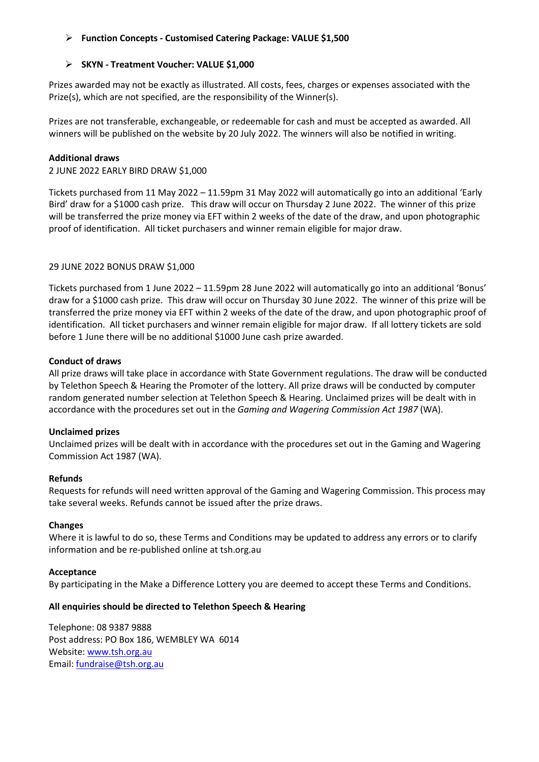- **Function Concepts - Customised Catering Package: VALUE $1,500**
- **SKYN - Treatment Voucher: VALUE $1,000**

Prizes awarded may not be exactly as illustrated. All costs, fees, charges or expenses associated with the Prize(s), which are not specified, are the responsibility of the Winner(s).

Prizes are not transferable, exchangeable, or redeemable for cash and must be accepted as awarded. All winners will be published on the website by 20 July 2022. The winners will also be notified in writing.

**Additional draws**

2 JUNE 2022 EARLY BIRD DRAW $1,000

Tickets purchased from 11 May 2022 – 11.59pm 31 May 2022 will automatically go into an additional 'Early Bird' draw for a $1000 cash prize. This draw will occur on Thursday 2 June 2022. The winner of this prize will be transferred the prize money via EFT within 2 weeks of the date of the draw, and upon photographic proof of identification. All ticket purchasers and winner remain eligible for major draw.

29 JUNE 2022 BONUS DRAW $1,000

Tickets purchased from 1 June 2022 – 11.59pm 28 June 2022 will automatically go into an additional 'Bonus' draw for a $1000 cash prize. This draw will occur on Thursday 30 June 2022. The winner of this prize will be transferred the prize money via EFT within 2 weeks of the date of the draw, and upon photographic proof of identification. All ticket purchasers and winner remain eligible for major draw. If all lottery tickets are sold before 1 June there will be no additional $1000 June cash prize awarded.

**Conduct of draws**

All prize draws will take place in accordance with State Government regulations. The draw will be conducted by Telethon Speech & Hearing the Promoter of the lottery. All prize draws will be conducted by computer random generated number selection at Telethon Speech & Hearing. Unclaimed prizes will be dealt with in accordance with the procedures set out in the *Gaming and Wagering Commission Act 1987* (WA).

**Unclaimed prizes**

Unclaimed prizes will be dealt with in accordance with the procedures set out in the Gaming and Wagering Commission Act 1987 (WA).

**Refunds**

Requests for refunds will need written approval of the Gaming and Wagering Commission. This process may take several weeks. Refunds cannot be issued after the prize draws.

**Changes**

Where it is lawful to do so, these Terms and Conditions may be updated to address any errors or to clarify information and be re-published online at tsh.org.au

**Acceptance**

By participating in the Make a Difference Lottery you are deemed to accept these Terms and Conditions.

**All enquiries should be directed to Telethon Speech & Hearing**

Telephone: 08 9387 9888
Post address: PO Box 186, WEMBLEY WA 6014
Website: www.tsh.org.au
Email: fundraise@tsh.org.au